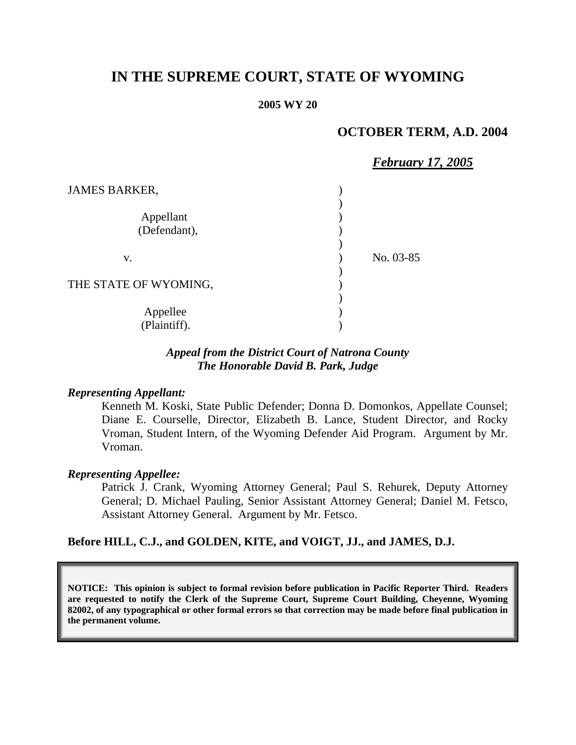# IN THE SUPREME COURT, STATE OF WYOMING

**2005 WY 20**

**OCTOBER TERM, A.D. 2004**

***February 17, 2005***

JAMES BARKER,

Appellant (Defendant),

v.

THE STATE OF WYOMING,

Appellee (Plaintiff).

No. 03-85

***Appeal from the District Court of Natrona County***
***The Honorable David B. Park, Judge***

***Representing Appellant:***

Kenneth M. Koski, State Public Defender; Donna D. Domonkos, Appellate Counsel; Diane E. Courselle, Director, Elizabeth B. Lance, Student Director, and Rocky Vroman, Student Intern, of the Wyoming Defender Aid Program. Argument by Mr. Vroman.

***Representing Appellee:***

Patrick J. Crank, Wyoming Attorney General; Paul S. Rehurek, Deputy Attorney General; D. Michael Pauling, Senior Assistant Attorney General; Daniel M. Fetsco, Assistant Attorney General. Argument by Mr. Fetsco.

**Before HILL, C.J., and GOLDEN, KITE, and VOIGT, JJ., and JAMES, D.J.**

**NOTICE: This opinion is subject to formal revision before publication in Pacific Reporter Third. Readers are requested to notify the Clerk of the Supreme Court, Supreme Court Building, Cheyenne, Wyoming 82002, of any typographical or other formal errors so that correction may be made before final publication in the permanent volume.**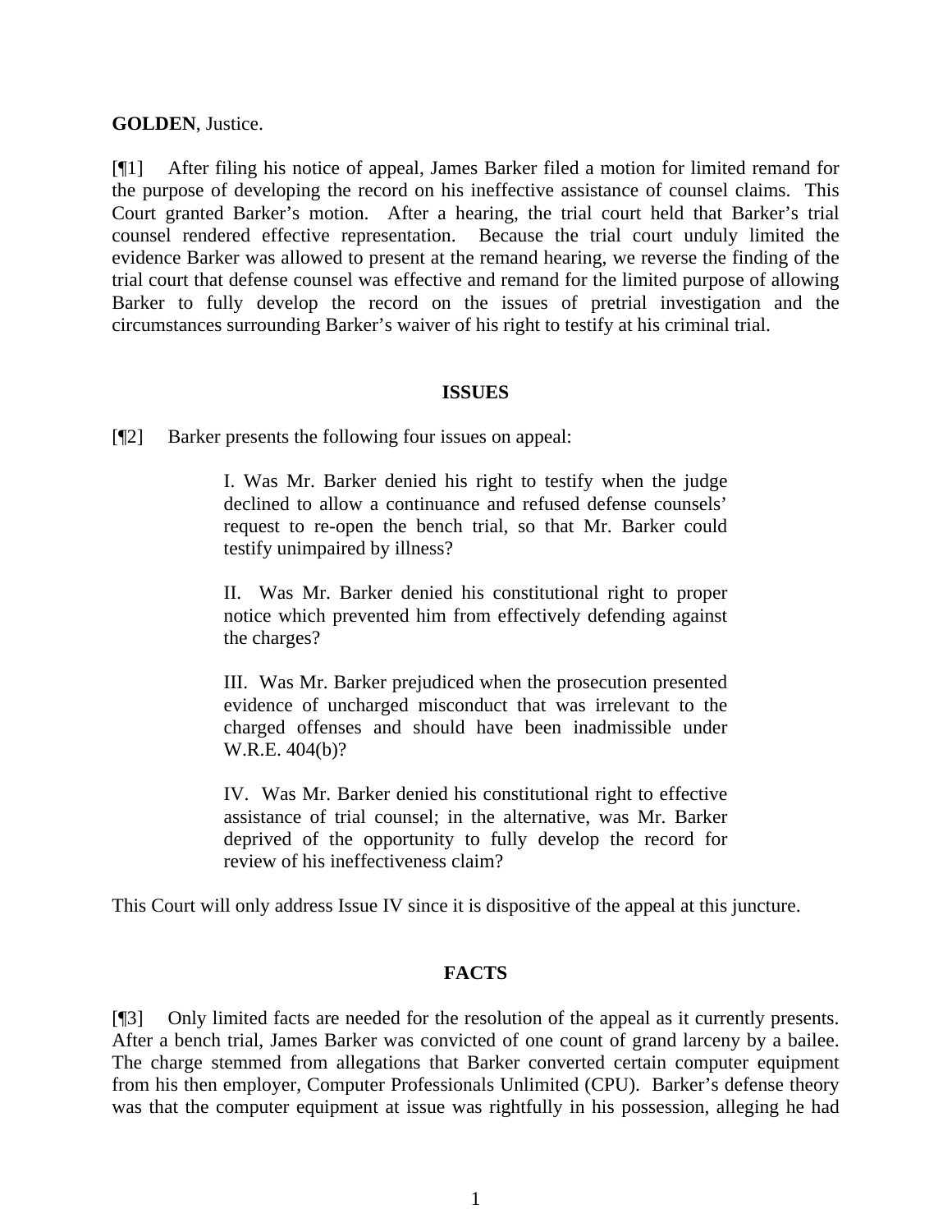**GOLDEN**, Justice.

[¶1] After filing his notice of appeal, James Barker filed a motion for limited remand for the purpose of developing the record on his ineffective assistance of counsel claims. This Court granted Barker's motion. After a hearing, the trial court held that Barker's trial counsel rendered effective representation. Because the trial court unduly limited the evidence Barker was allowed to present at the remand hearing, we reverse the finding of the trial court that defense counsel was effective and remand for the limited purpose of allowing Barker to fully develop the record on the issues of pretrial investigation and the circumstances surrounding Barker's waiver of his right to testify at his criminal trial.

## ISSUES

[¶2] Barker presents the following four issues on appeal:

> I. Was Mr. Barker denied his right to testify when the judge declined to allow a continuance and refused defense counsels' request to re-open the bench trial, so that Mr. Barker could testify unimpaired by illness?
>
> II. Was Mr. Barker denied his constitutional right to proper notice which prevented him from effectively defending against the charges?
>
> III. Was Mr. Barker prejudiced when the prosecution presented evidence of uncharged misconduct that was irrelevant to the charged offenses and should have been inadmissible under W.R.E. 404(b)?
>
> IV. Was Mr. Barker denied his constitutional right to effective assistance of trial counsel; in the alternative, was Mr. Barker deprived of the opportunity to fully develop the record for review of his ineffectiveness claim?

This Court will only address Issue IV since it is dispositive of the appeal at this juncture.

## FACTS

[¶3] Only limited facts are needed for the resolution of the appeal as it currently presents. After a bench trial, James Barker was convicted of one count of grand larceny by a bailee. The charge stemmed from allegations that Barker converted certain computer equipment from his then employer, Computer Professionals Unlimited (CPU). Barker's defense theory was that the computer equipment at issue was rightfully in his possession, alleging he had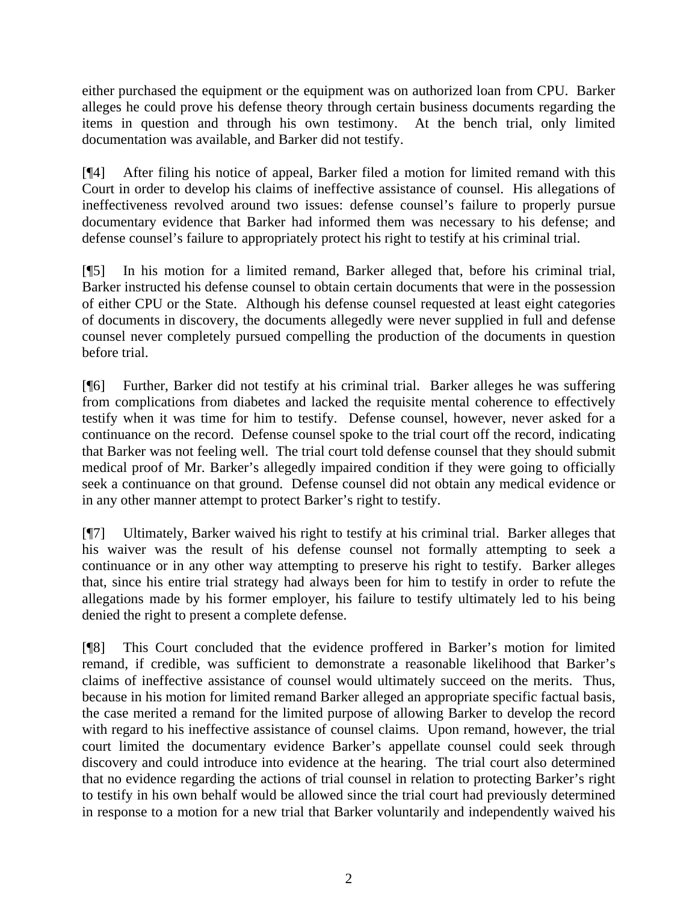either purchased the equipment or the equipment was on authorized loan from CPU. Barker alleges he could prove his defense theory through certain business documents regarding the items in question and through his own testimony. At the bench trial, only limited documentation was available, and Barker did not testify.

[¶4] After filing his notice of appeal, Barker filed a motion for limited remand with this Court in order to develop his claims of ineffective assistance of counsel. His allegations of ineffectiveness revolved around two issues: defense counsel's failure to properly pursue documentary evidence that Barker had informed them was necessary to his defense; and defense counsel's failure to appropriately protect his right to testify at his criminal trial.

[¶5] In his motion for a limited remand, Barker alleged that, before his criminal trial, Barker instructed his defense counsel to obtain certain documents that were in the possession of either CPU or the State. Although his defense counsel requested at least eight categories of documents in discovery, the documents allegedly were never supplied in full and defense counsel never completely pursued compelling the production of the documents in question before trial.

[¶6] Further, Barker did not testify at his criminal trial. Barker alleges he was suffering from complications from diabetes and lacked the requisite mental coherence to effectively testify when it was time for him to testify. Defense counsel, however, never asked for a continuance on the record. Defense counsel spoke to the trial court off the record, indicating that Barker was not feeling well. The trial court told defense counsel that they should submit medical proof of Mr. Barker's allegedly impaired condition if they were going to officially seek a continuance on that ground. Defense counsel did not obtain any medical evidence or in any other manner attempt to protect Barker's right to testify.

[¶7] Ultimately, Barker waived his right to testify at his criminal trial. Barker alleges that his waiver was the result of his defense counsel not formally attempting to seek a continuance or in any other way attempting to preserve his right to testify. Barker alleges that, since his entire trial strategy had always been for him to testify in order to refute the allegations made by his former employer, his failure to testify ultimately led to his being denied the right to present a complete defense.

[¶8] This Court concluded that the evidence proffered in Barker's motion for limited remand, if credible, was sufficient to demonstrate a reasonable likelihood that Barker's claims of ineffective assistance of counsel would ultimately succeed on the merits. Thus, because in his motion for limited remand Barker alleged an appropriate specific factual basis, the case merited a remand for the limited purpose of allowing Barker to develop the record with regard to his ineffective assistance of counsel claims. Upon remand, however, the trial court limited the documentary evidence Barker's appellate counsel could seek through discovery and could introduce into evidence at the hearing. The trial court also determined that no evidence regarding the actions of trial counsel in relation to protecting Barker's right to testify in his own behalf would be allowed since the trial court had previously determined in response to a motion for a new trial that Barker voluntarily and independently waived his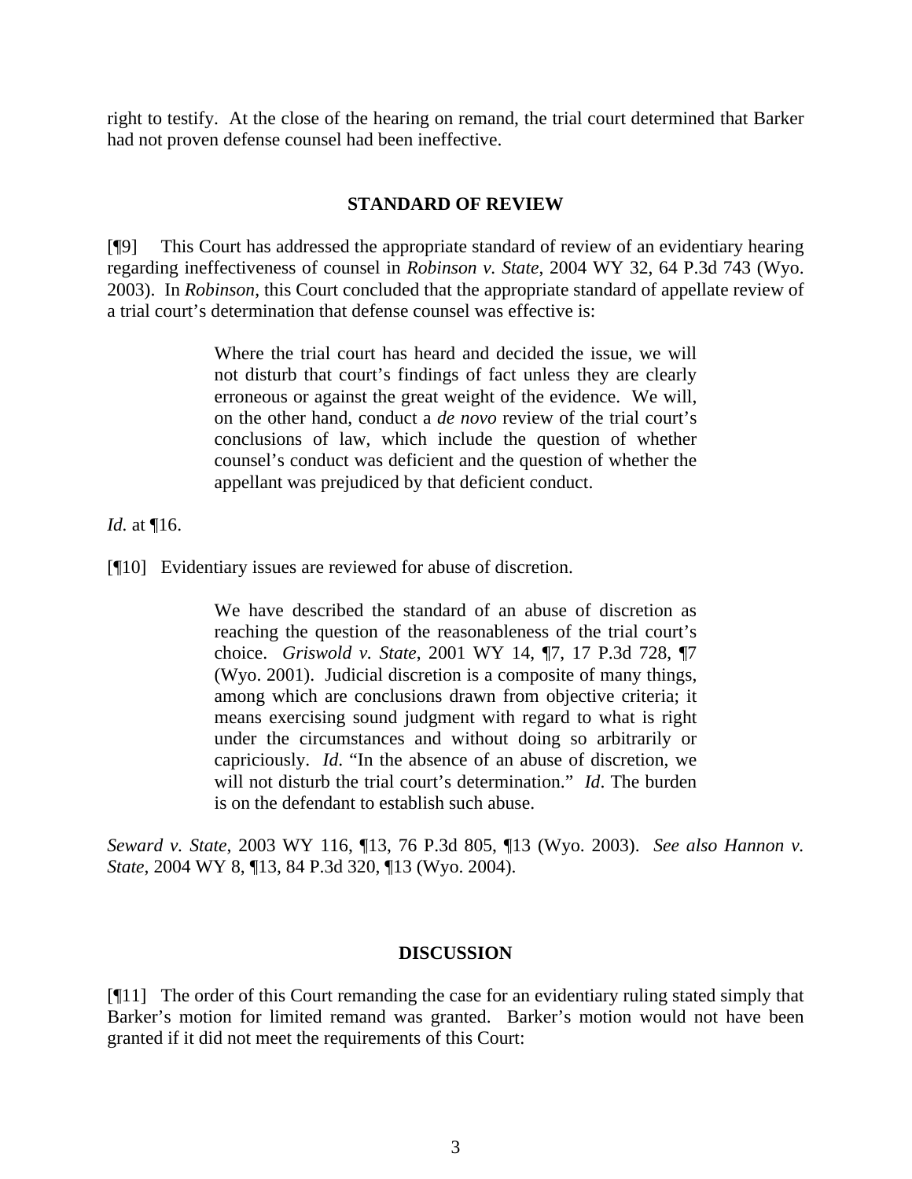right to testify. At the close of the hearing on remand, the trial court determined that Barker had not proven defense counsel had been ineffective.

## STANDARD OF REVIEW

[¶9] This Court has addressed the appropriate standard of review of an evidentiary hearing regarding ineffectiveness of counsel in *Robinson v. State*, 2004 WY 32, 64 P.3d 743 (Wyo. 2003). In *Robinson*, this Court concluded that the appropriate standard of appellate review of a trial court's determination that defense counsel was effective is:

> Where the trial court has heard and decided the issue, we will not disturb that court's findings of fact unless they are clearly erroneous or against the great weight of the evidence. We will, on the other hand, conduct a *de novo* review of the trial court's conclusions of law, which include the question of whether counsel's conduct was deficient and the question of whether the appellant was prejudiced by that deficient conduct.

*Id.* at ¶16.

[¶10] Evidentiary issues are reviewed for abuse of discretion.

> We have described the standard of an abuse of discretion as reaching the question of the reasonableness of the trial court's choice. *Griswold v. State*, 2001 WY 14, ¶7, 17 P.3d 728, ¶7 (Wyo. 2001). Judicial discretion is a composite of many things, among which are conclusions drawn from objective criteria; it means exercising sound judgment with regard to what is right under the circumstances and without doing so arbitrarily or capriciously. *Id*. "In the absence of an abuse of discretion, we will not disturb the trial court's determination." *Id*. The burden is on the defendant to establish such abuse.

*Seward v. State*, 2003 WY 116, ¶13, 76 P.3d 805, ¶13 (Wyo. 2003). *See also Hannon v. State*, 2004 WY 8, ¶13, 84 P.3d 320, ¶13 (Wyo. 2004).

## DISCUSSION

[¶11] The order of this Court remanding the case for an evidentiary ruling stated simply that Barker's motion for limited remand was granted. Barker's motion would not have been granted if it did not meet the requirements of this Court: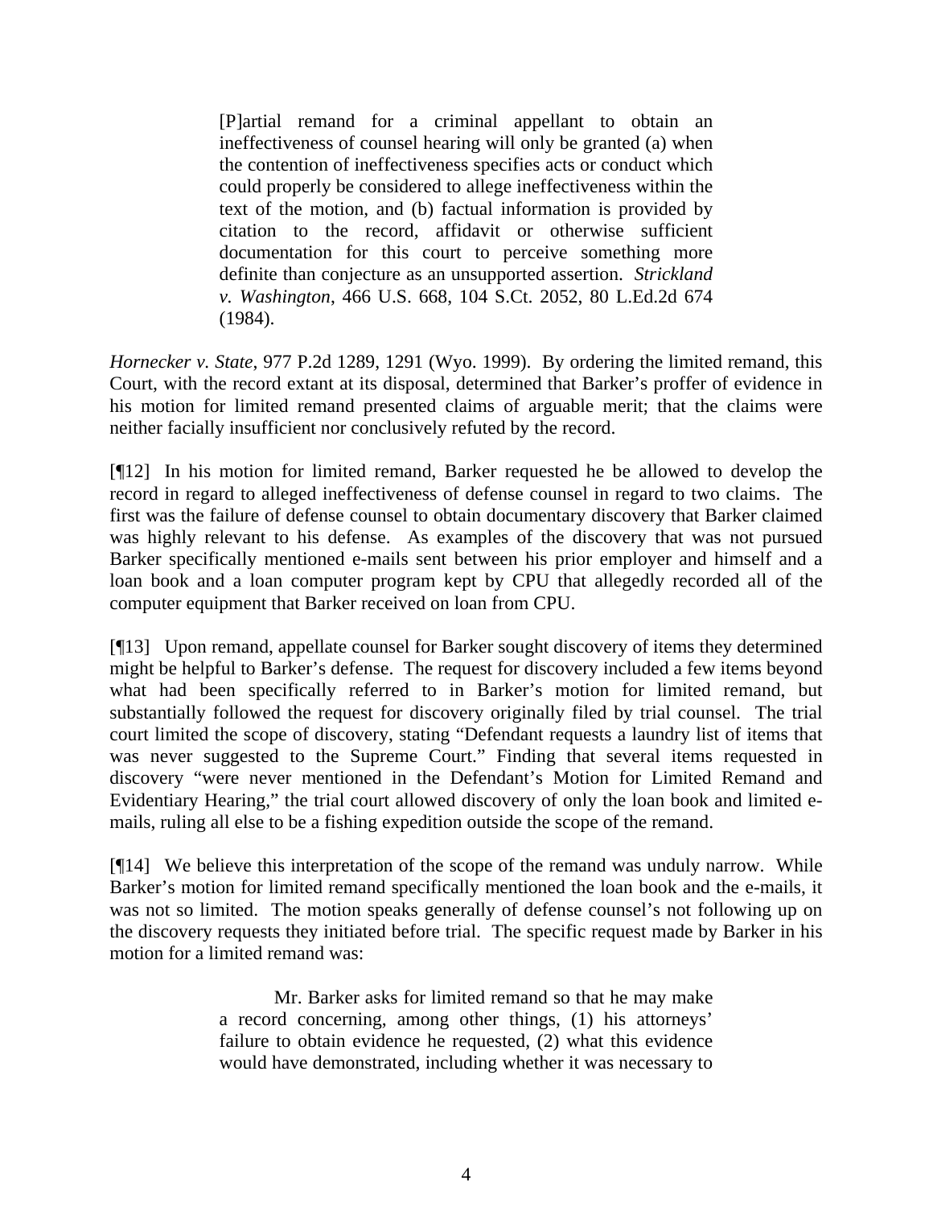> [P]artial remand for a criminal appellant to obtain an ineffectiveness of counsel hearing will only be granted (a) when the contention of ineffectiveness specifies acts or conduct which could properly be considered to allege ineffectiveness within the text of the motion, and (b) factual information is provided by citation to the record, affidavit or otherwise sufficient documentation for this court to perceive something more definite than conjecture as an unsupported assertion. *Strickland v. Washington*, 466 U.S. 668, 104 S.Ct. 2052, 80 L.Ed.2d 674 (1984).

*Hornecker v. State*, 977 P.2d 1289, 1291 (Wyo. 1999). By ordering the limited remand, this Court, with the record extant at its disposal, determined that Barker's proffer of evidence in his motion for limited remand presented claims of arguable merit; that the claims were neither facially insufficient nor conclusively refuted by the record.

[¶12] In his motion for limited remand, Barker requested he be allowed to develop the record in regard to alleged ineffectiveness of defense counsel in regard to two claims. The first was the failure of defense counsel to obtain documentary discovery that Barker claimed was highly relevant to his defense. As examples of the discovery that was not pursued Barker specifically mentioned e-mails sent between his prior employer and himself and a loan book and a loan computer program kept by CPU that allegedly recorded all of the computer equipment that Barker received on loan from CPU.

[¶13] Upon remand, appellate counsel for Barker sought discovery of items they determined might be helpful to Barker's defense. The request for discovery included a few items beyond what had been specifically referred to in Barker's motion for limited remand, but substantially followed the request for discovery originally filed by trial counsel. The trial court limited the scope of discovery, stating "Defendant requests a laundry list of items that was never suggested to the Supreme Court." Finding that several items requested in discovery "were never mentioned in the Defendant's Motion for Limited Remand and Evidentiary Hearing," the trial court allowed discovery of only the loan book and limited e-mails, ruling all else to be a fishing expedition outside the scope of the remand.

[¶14] We believe this interpretation of the scope of the remand was unduly narrow. While Barker's motion for limited remand specifically mentioned the loan book and the e-mails, it was not so limited. The motion speaks generally of defense counsel's not following up on the discovery requests they initiated before trial. The specific request made by Barker in his motion for a limited remand was:

> Mr. Barker asks for limited remand so that he may make a record concerning, among other things, (1) his attorneys' failure to obtain evidence he requested, (2) what this evidence would have demonstrated, including whether it was necessary to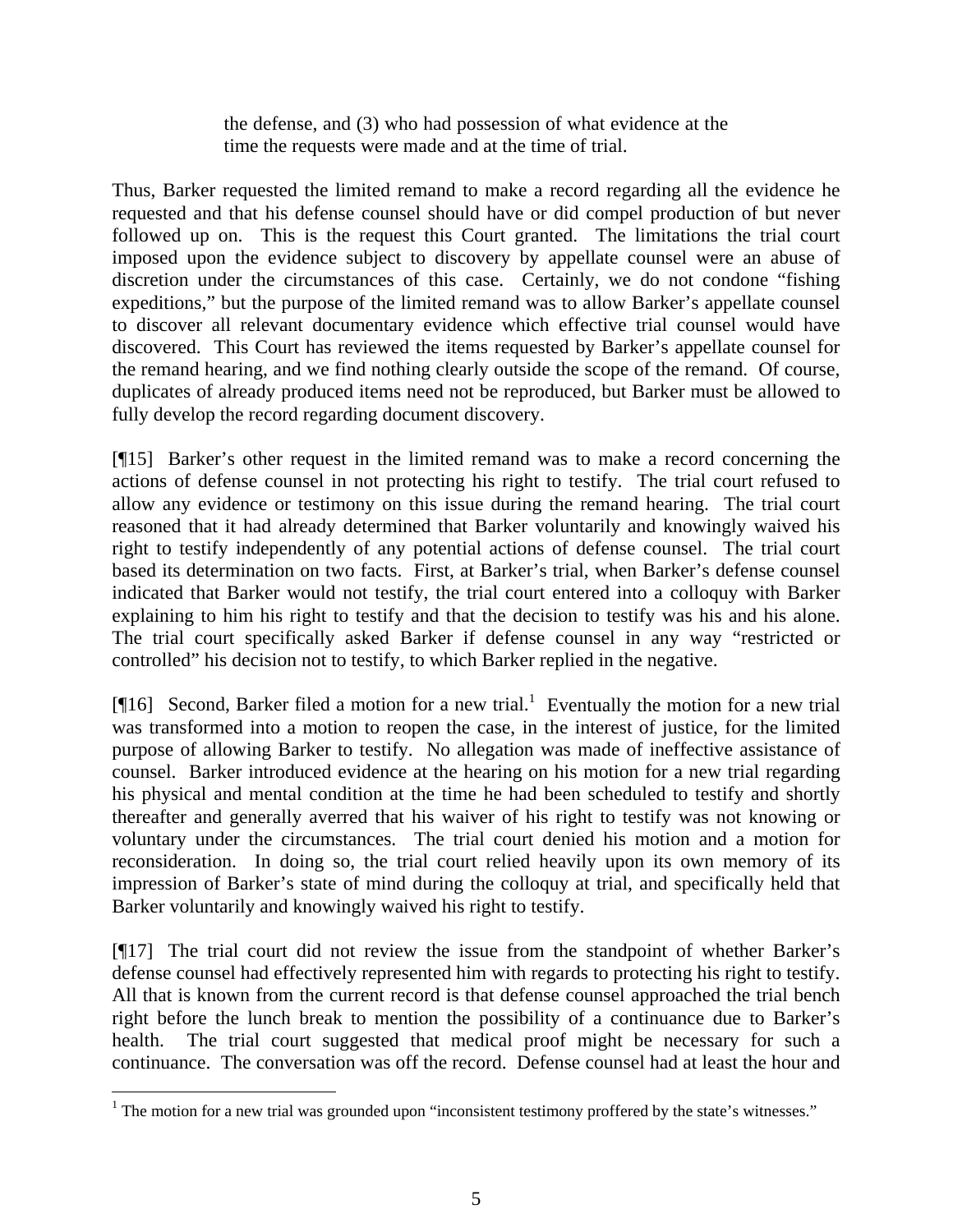> the defense, and (3) who had possession of what evidence at the time the requests were made and at the time of trial.

Thus, Barker requested the limited remand to make a record regarding all the evidence he requested and that his defense counsel should have or did compel production of but never followed up on. This is the request this Court granted. The limitations the trial court imposed upon the evidence subject to discovery by appellate counsel were an abuse of discretion under the circumstances of this case. Certainly, we do not condone "fishing expeditions," but the purpose of the limited remand was to allow Barker's appellate counsel to discover all relevant documentary evidence which effective trial counsel would have discovered. This Court has reviewed the items requested by Barker's appellate counsel for the remand hearing, and we find nothing clearly outside the scope of the remand. Of course, duplicates of already produced items need not be reproduced, but Barker must be allowed to fully develop the record regarding document discovery.

[¶15] Barker's other request in the limited remand was to make a record concerning the actions of defense counsel in not protecting his right to testify. The trial court refused to allow any evidence or testimony on this issue during the remand hearing. The trial court reasoned that it had already determined that Barker voluntarily and knowingly waived his right to testify independently of any potential actions of defense counsel. The trial court based its determination on two facts. First, at Barker's trial, when Barker's defense counsel indicated that Barker would not testify, the trial court entered into a colloquy with Barker explaining to him his right to testify and that the decision to testify was his and his alone. The trial court specifically asked Barker if defense counsel in any way "restricted or controlled" his decision not to testify, to which Barker replied in the negative.

[¶16] Second, Barker filed a motion for a new trial.[1] Eventually the motion for a new trial was transformed into a motion to reopen the case, in the interest of justice, for the limited purpose of allowing Barker to testify. No allegation was made of ineffective assistance of counsel. Barker introduced evidence at the hearing on his motion for a new trial regarding his physical and mental condition at the time he had been scheduled to testify and shortly thereafter and generally averred that his waiver of his right to testify was not knowing or voluntary under the circumstances. The trial court denied his motion and a motion for reconsideration. In doing so, the trial court relied heavily upon its own memory of its impression of Barker's state of mind during the colloquy at trial, and specifically held that Barker voluntarily and knowingly waived his right to testify.

[¶17] The trial court did not review the issue from the standpoint of whether Barker's defense counsel had effectively represented him with regards to protecting his right to testify. All that is known from the current record is that defense counsel approached the trial bench right before the lunch break to mention the possibility of a continuance due to Barker's health. The trial court suggested that medical proof might be necessary for such a continuance. The conversation was off the record. Defense counsel had at least the hour and

---

[1] The motion for a new trial was grounded upon "inconsistent testimony proffered by the state's witnesses."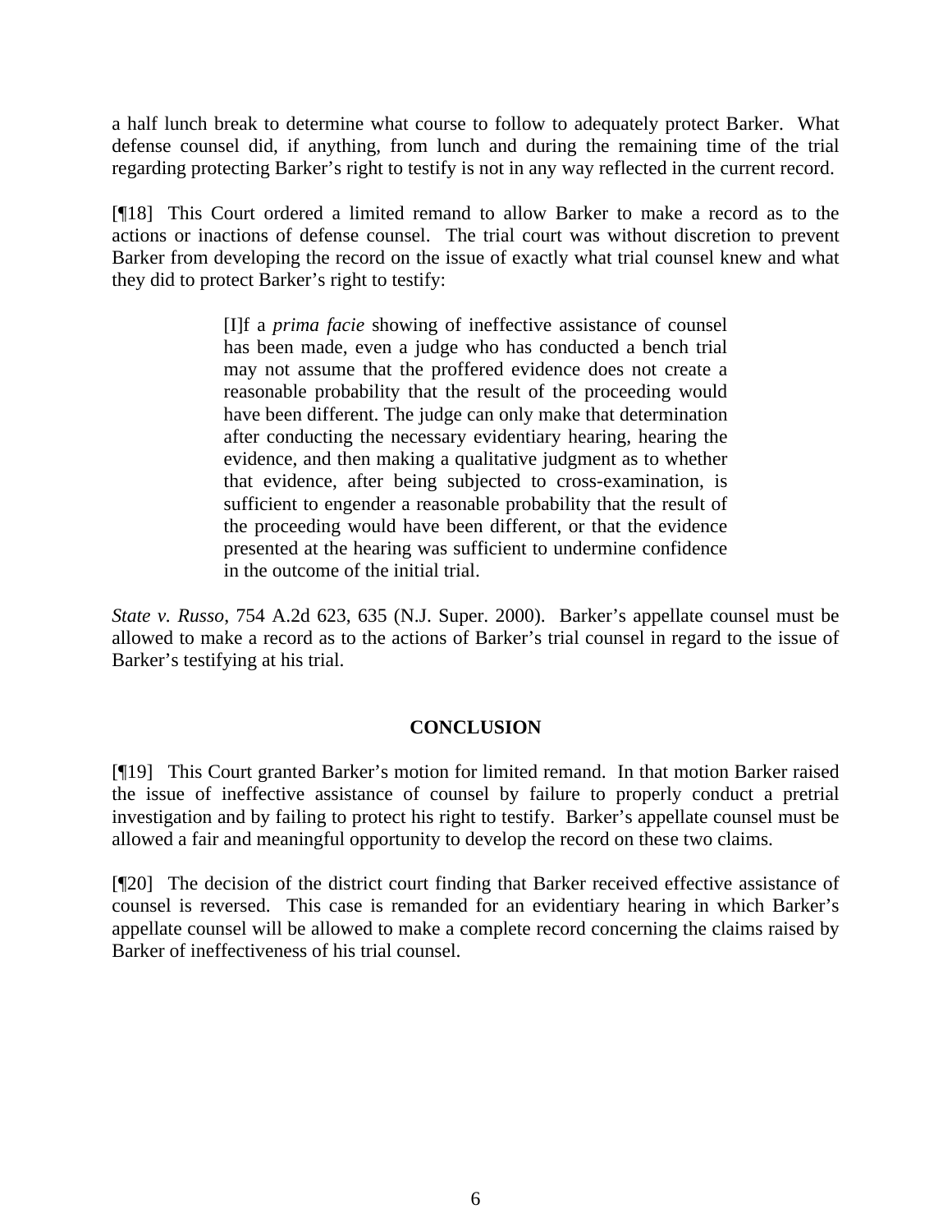a half lunch break to determine what course to follow to adequately protect Barker. What defense counsel did, if anything, from lunch and during the remaining time of the trial regarding protecting Barker's right to testify is not in any way reflected in the current record.

[¶18] This Court ordered a limited remand to allow Barker to make a record as to the actions or inactions of defense counsel. The trial court was without discretion to prevent Barker from developing the record on the issue of exactly what trial counsel knew and what they did to protect Barker's right to testify:

> [I]f a *prima facie* showing of ineffective assistance of counsel has been made, even a judge who has conducted a bench trial may not assume that the proffered evidence does not create a reasonable probability that the result of the proceeding would have been different. The judge can only make that determination after conducting the necessary evidentiary hearing, hearing the evidence, and then making a qualitative judgment as to whether that evidence, after being subjected to cross-examination, is sufficient to engender a reasonable probability that the result of the proceeding would have been different, or that the evidence presented at the hearing was sufficient to undermine confidence in the outcome of the initial trial.

*State v. Russo*, 754 A.2d 623, 635 (N.J. Super. 2000). Barker's appellate counsel must be allowed to make a record as to the actions of Barker's trial counsel in regard to the issue of Barker's testifying at his trial.

## CONCLUSION

[¶19] This Court granted Barker's motion for limited remand. In that motion Barker raised the issue of ineffective assistance of counsel by failure to properly conduct a pretrial investigation and by failing to protect his right to testify. Barker's appellate counsel must be allowed a fair and meaningful opportunity to develop the record on these two claims.

[¶20] The decision of the district court finding that Barker received effective assistance of counsel is reversed. This case is remanded for an evidentiary hearing in which Barker's appellate counsel will be allowed to make a complete record concerning the claims raised by Barker of ineffectiveness of his trial counsel.